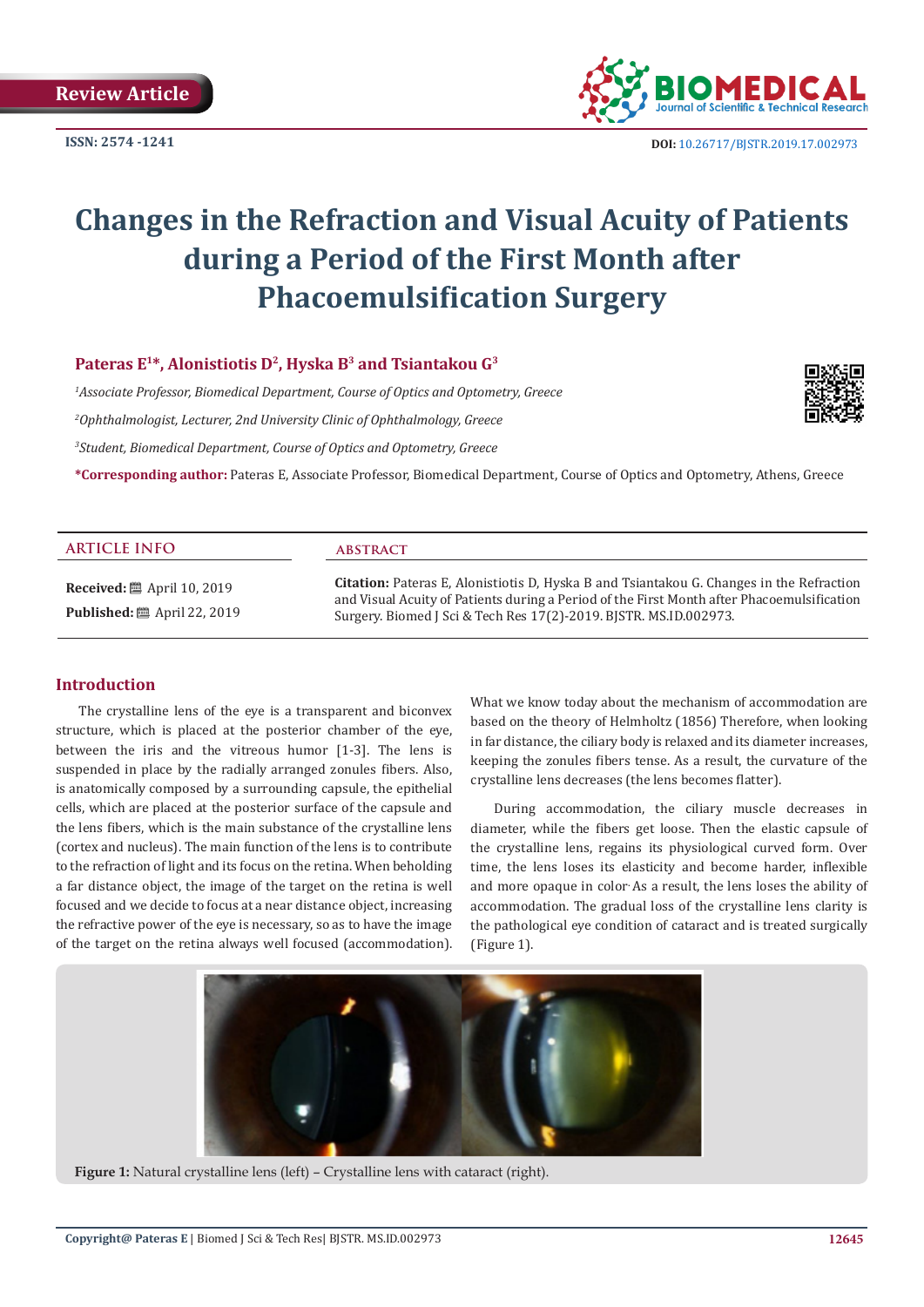Review Article

ISSN: 2574 -1241

DOI: 10.26717/BJSTR.2019.17.002973

# Changes in the Refraction and Visual Acuity of Patients during a Period of the First Month after Phacoemulsification Surgery

**Pateras E[1]*, Alonistiotis D[2], Hyska B[3] and Tsiantakou G[3]**

[1]*Associate Professor, Biomedical Department, Course of Optics and Optometry, Greece*

[2]*Ophthalmologist, Lecturer, 2nd University Clinic of Ophthalmology, Greece*

[3]*Student, Biomedical Department, Course of Optics and Optometry, Greece*

**\*Corresponding author:** Pateras E, Associate Professor, Biomedical Department, Course of Optics and Optometry, Athens, Greece

## ARTICLE INFO

**Received:** April 10, 2019

**Published:** April 22, 2019

## ABSTRACT

**Citation:** Pateras E, Alonistiotis D, Hyska B and Tsiantakou G. Changes in the Refraction and Visual Acuity of Patients during a Period of the First Month after Phacoemulsification Surgery. Biomed J Sci & Tech Res 17(2)-2019. BJSTR. MS.ID.002973.

## Introduction

The crystalline lens of the eye is a transparent and biconvex structure, which is placed at the posterior chamber of the eye, between the iris and the vitreous humor [1-3]. The lens is suspended in place by the radially arranged zonules fibers. Also, is anatomically composed by a surrounding capsule, the epithelial cells, which are placed at the posterior surface of the capsule and the lens fibers, which is the main substance of the crystalline lens (cortex and nucleus). The main function of the lens is to contribute to the refraction of light and its focus on the retina. When beholding a far distance object, the image of the target on the retina is well focused and we decide to focus at a near distance object, increasing the refractive power of the eye is necessary, so as to have the image of the target on the retina always well focused (accommodation). What we know today about the mechanism of accommodation are based on the theory of Helmholtz (1856) Therefore, when looking in far distance, the ciliary body is relaxed and its diameter increases, keeping the zonules fibers tense. As a result, the curvature of the crystalline lens decreases (the lens becomes flatter).

During accommodation, the ciliary muscle decreases in diameter, while the fibers get loose. Then the elastic capsule of the crystalline lens, regains its physiological curved form. Over time, the lens loses its elasticity and become harder, inflexible and more opaque in color. As a result, the lens loses the ability of accommodation. The gradual loss of the crystalline lens clarity is the pathological eye condition of cataract and is treated surgically (Figure 1).

**Figure 1:** Natural crystalline lens (left) – Crystalline lens with cataract (right).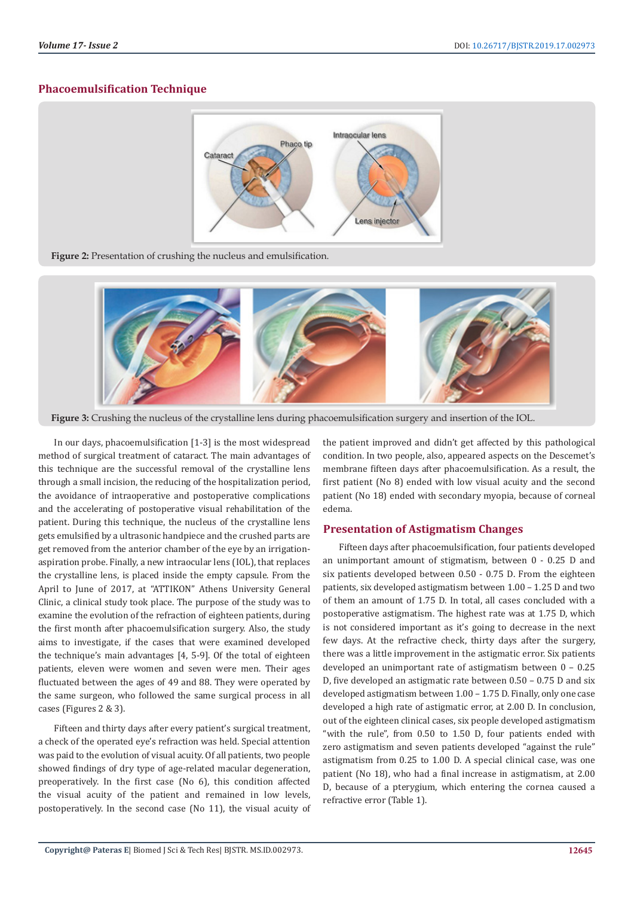## Phacoemulsification Technique

Figure 2: Presentation of crushing the nucleus and emulsification.

Figure 3: Crushing the nucleus of the crystalline lens during phacoemulsification surgery and insertion of the IOL.

In our days, phacoemulsification [1-3] is the most widespread method of surgical treatment of cataract. The main advantages of this technique are the successful removal of the crystalline lens through a small incision, the reducing of the hospitalization period, the avoidance of intraoperative and postoperative complications and the accelerating of postoperative visual rehabilitation of the patient. During this technique, the nucleus of the crystalline lens gets emulsified by a ultrasonic handpiece and the crushed parts are get removed from the anterior chamber of the eye by an irrigation-aspiration probe. Finally, a new intraocular lens (IOL), that replaces the crystalline lens, is placed inside the empty capsule. From the April to June of 2017, at "ATTIKON" Athens University General Clinic, a clinical study took place. The purpose of the study was to examine the evolution of the refraction of eighteen patients, during the first month after phacoemulsification surgery. Also, the study aims to investigate, if the cases that were examined developed the technique's main advantages [4, 5-9]. Of the total of eighteen patients, eleven were women and seven were men. Their ages fluctuated between the ages of 49 and 88. They were operated by the same surgeon, who followed the same surgical process in all cases (Figures 2 & 3).

Fifteen and thirty days after every patient's surgical treatment, a check of the operated eye's refraction was held. Special attention was paid to the evolution of visual acuity. Of all patients, two people showed findings of dry type of age-related macular degeneration, preoperatively. In the first case (No 6), this condition affected the visual acuity of the patient and remained in low levels, postoperatively. In the second case (No 11), the visual acuity of the patient improved and didn't get affected by this pathological condition. In two people, also, appeared aspects on the Descemet's membrane fifteen days after phacoemulsification. As a result, the first patient (No 8) ended with low visual acuity and the second patient (No 18) ended with secondary myopia, because of corneal edema.

## Presentation of Astigmatism Changes

Fifteen days after phacoemulsification, four patients developed an unimportant amount of stigmatism, between 0 - 0.25 D and six patients developed between 0.50 - 0.75 D. From the eighteen patients, six developed astigmatism between 1.00 – 1.25 D and two of them an amount of 1.75 D. In total, all cases concluded with a postoperative astigmatism. The highest rate was at 1.75 D, which is not considered important as it's going to decrease in the next few days. At the refractive check, thirty days after the surgery, there was a little improvement in the astigmatic error. Six patients developed an unimportant rate of astigmatism between 0 – 0.25 D, five developed an astigmatic rate between 0.50 – 0.75 D and six developed astigmatism between 1.00 – 1.75 D. Finally, only one case developed a high rate of astigmatic error, at 2.00 D. In conclusion, out of the eighteen clinical cases, six people developed astigmatism "with the rule", from 0.50 to 1.50 D, four patients ended with zero astigmatism and seven patients developed "against the rule" astigmatism from 0.25 to 1.00 D. A special clinical case, was one patient (No 18), who had a final increase in astigmatism, at 2.00 D, because of a pterygium, which entering the cornea caused a refractive error (Table 1).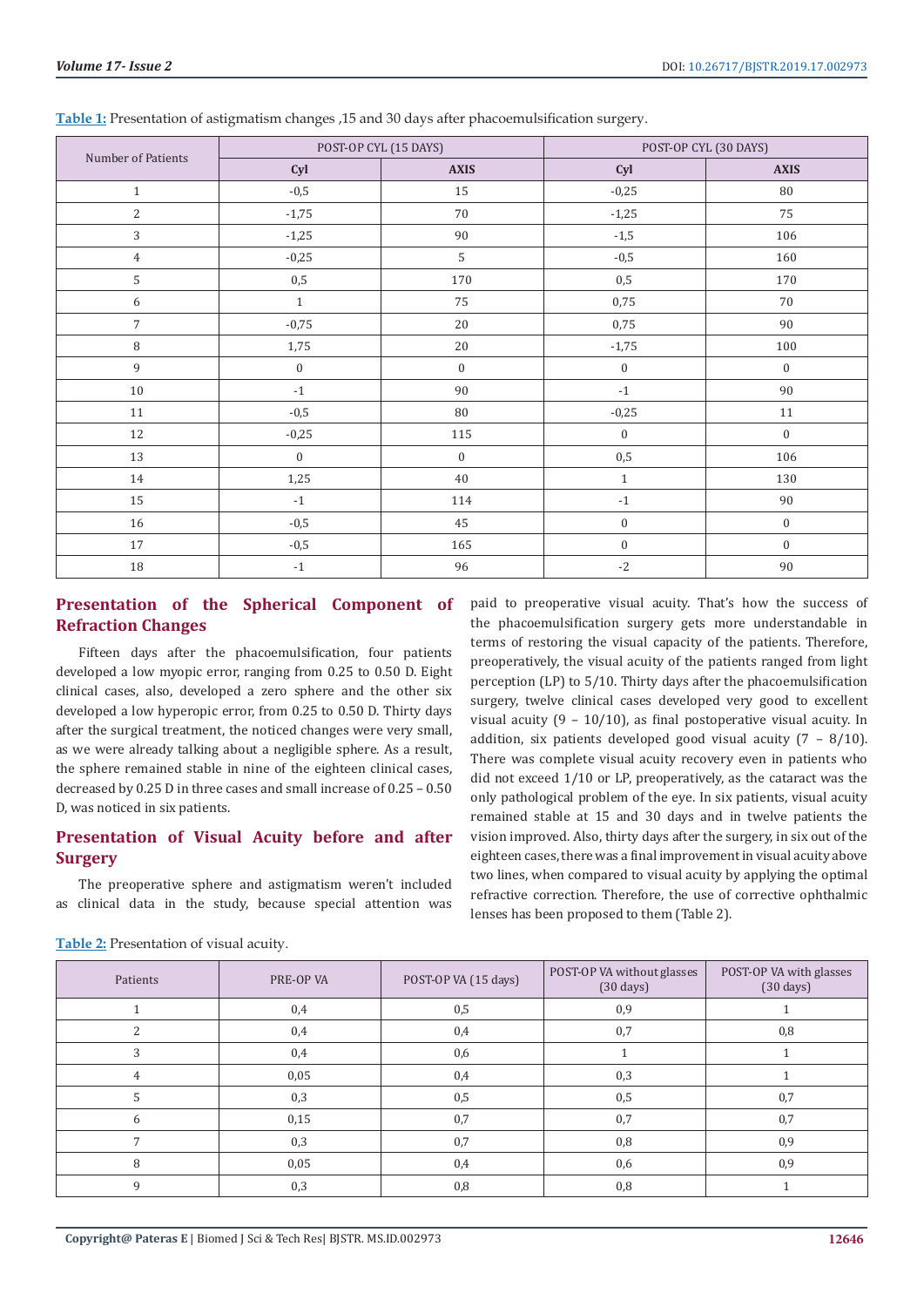**Table 1:** Presentation of astigmatism changes ,15 and 30 days after phacoemulsification surgery.

| Number of Patients | POST-OP CYL (15 DAYS) | | POST-OP CYL (30 DAYS) | |
|---|---|---|---|---|
| | Cyl | AXIS | Cyl | AXIS |
| 1 | -0,5 | 15 | -0,25 | 80 |
| 2 | -1,75 | 70 | -1,25 | 75 |
| 3 | -1,25 | 90 | -1,5 | 106 |
| 4 | -0,25 | 5 | -0,5 | 160 |
| 5 | 0,5 | 170 | 0,5 | 170 |
| 6 | 1 | 75 | 0,75 | 70 |
| 7 | -0,75 | 20 | 0,75 | 90 |
| 8 | 1,75 | 20 | -1,75 | 100 |
| 9 | 0 | 0 | 0 | 0 |
| 10 | -1 | 90 | -1 | 90 |
| 11 | -0,5 | 80 | -0,25 | 11 |
| 12 | -0,25 | 115 | 0 | 0 |
| 13 | 0 | 0 | 0,5 | 106 |
| 14 | 1,25 | 40 | 1 | 130 |
| 15 | -1 | 114 | -1 | 90 |
| 16 | -0,5 | 45 | 0 | 0 |
| 17 | -0,5 | 165 | 0 | 0 |
| 18 | -1 | 96 | -2 | 90 |

## Presentation of the Spherical Component of Refraction Changes

Fifteen days after the phacoemulsification, four patients developed a low myopic error, ranging from 0.25 to 0.50 D. Eight clinical cases, also, developed a zero sphere and the other six developed a low hyperopic error, from 0.25 to 0.50 D. Thirty days after the surgical treatment, the noticed changes were very small, as we were already talking about a negligible sphere. As a result, the sphere remained stable in nine of the eighteen clinical cases, decreased by 0.25 D in three cases and small increase of 0.25 – 0.50 D, was noticed in six patients.

## Presentation of Visual Acuity before and after Surgery

The preoperative sphere and astigmatism weren't included as clinical data in the study, because special attention was paid to preoperative visual acuity. That's how the success of the phacoemulsification surgery gets more understandable in terms of restoring the visual capacity of the patients. Therefore, preoperatively, the visual acuity of the patients ranged from light perception (LP) to 5/10. Thirty days after the phacoemulsification surgery, twelve clinical cases developed very good to excellent visual acuity (9 – 10/10), as final postoperative visual acuity. In addition, six patients developed good visual acuity (7 – 8/10). There was complete visual acuity recovery even in patients who did not exceed 1/10 or LP, preoperatively, as the cataract was the only pathological problem of the eye. In six patients, visual acuity remained stable at 15 and 30 days and in twelve patients the vision improved. Also, thirty days after the surgery, in six out of the eighteen cases, there was a final improvement in visual acuity above two lines, when compared to visual acuity by applying the optimal refractive correction. Therefore, the use of corrective ophthalmic lenses has been proposed to them (Table 2).

**Table 2:** Presentation of visual acuity.

| Patients | PRE-OP VA | POST-OP VA (15 days) | POST-OP VA without glasses (30 days) | POST-OP VA with glasses (30 days) |
|---|---|---|---|---|
| 1 | 0,4 | 0,5 | 0,9 | 1 |
| 2 | 0,4 | 0,4 | 0,7 | 0,8 |
| 3 | 0,4 | 0,6 | 1 | 1 |
| 4 | 0,05 | 0,4 | 0,3 | 1 |
| 5 | 0,3 | 0,5 | 0,5 | 0,7 |
| 6 | 0,15 | 0,7 | 0,7 | 0,7 |
| 7 | 0,3 | 0,7 | 0,8 | 0,9 |
| 8 | 0,05 | 0,4 | 0,6 | 0,9 |
| 9 | 0,3 | 0,8 | 0,8 | 1 |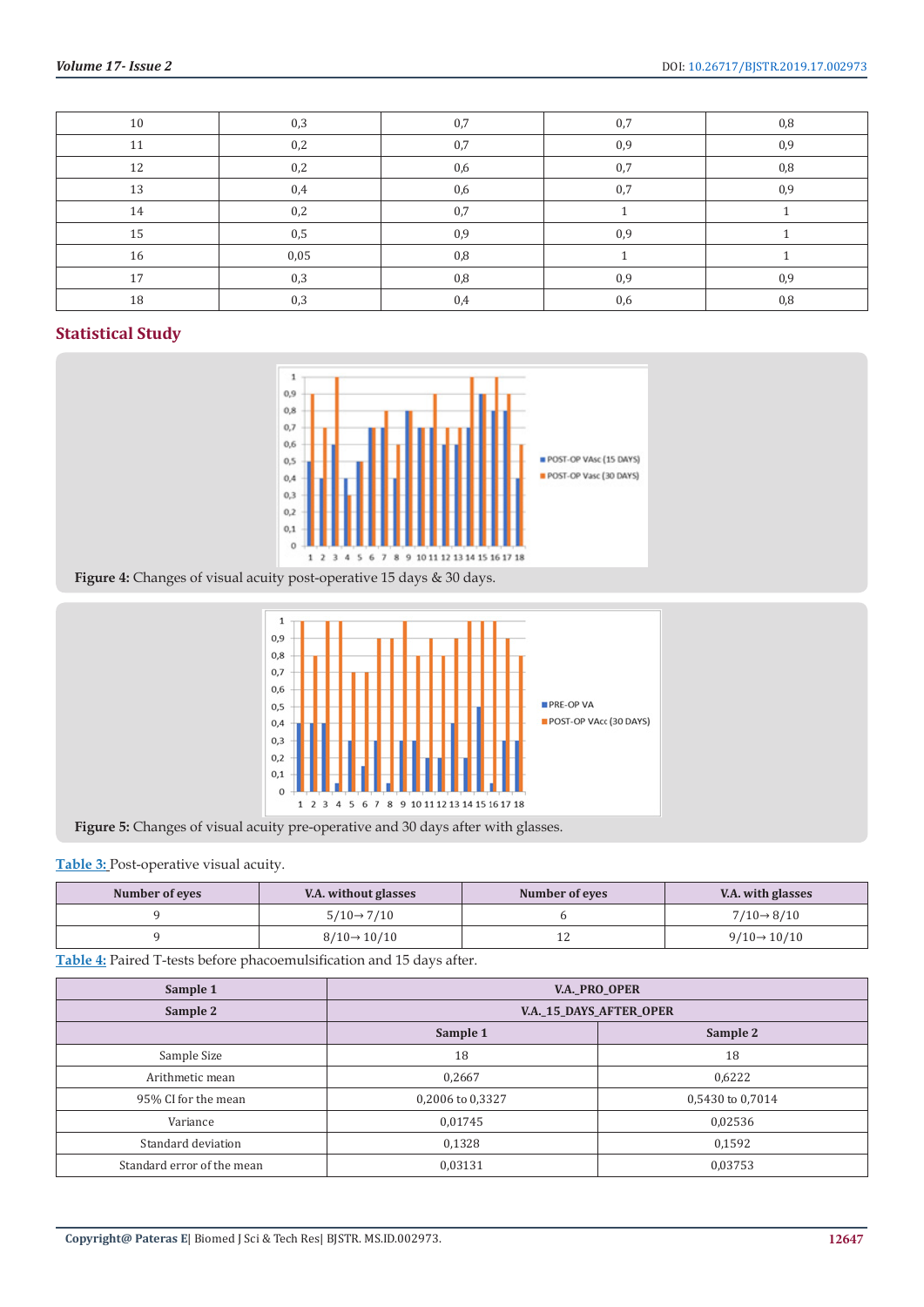| 10 | 0,3 | 0,7 | 0,7 | 0,8 |
|---|---|---|---|---|
| 11 | 0,2 | 0,7 | 0,9 | 0,9 |
| 12 | 0,2 | 0,6 | 0,7 | 0,8 |
| 13 | 0,4 | 0,6 | 0,7 | 0,9 |
| 14 | 0,2 | 0,7 | 1 | 1 |
| 15 | 0,5 | 0,9 | 0,9 | 1 |
| 16 | 0,05 | 0,8 | 1 | 1 |
| 17 | 0,3 | 0,8 | 0,9 | 0,9 |
| 18 | 0,3 | 0,4 | 0,6 | 0,8 |

## Statistical Study

**Figure 4:** Changes of visual acuity post-operative 15 days & 30 days.

**Figure 5:** Changes of visual acuity pre-operative and 30 days after with glasses.

Table 3: Post-operative visual acuity.

| Number of eyes | V.A. without glasses | Number of eyes | V.A. with glasses |
|---|---|---|---|
| 9 | 5/10→ 7/10 | 6 | 7/10→ 8/10 |
| 9 | 8/10→ 10/10 | 12 | 9/10→ 10/10 |

Table 4: Paired T-tests before phacoemulsification and 15 days after.

| Sample 1 | V.A._PRO_OPER | |
|---|---|---|
| Sample 2 | V.A._15_DAYS_AFTER_OPER | |
| | Sample 1 | Sample 2 |
| Sample Size | 18 | 18 |
| Arithmetic mean | 0,2667 | 0,6222 |
| 95% CI for the mean | 0,2006 to 0,3327 | 0,5430 to 0,7014 |
| Variance | 0,01745 | 0,02536 |
| Standard deviation | 0,1328 | 0,1592 |
| Standard error of the mean | 0,03131 | 0,03753 |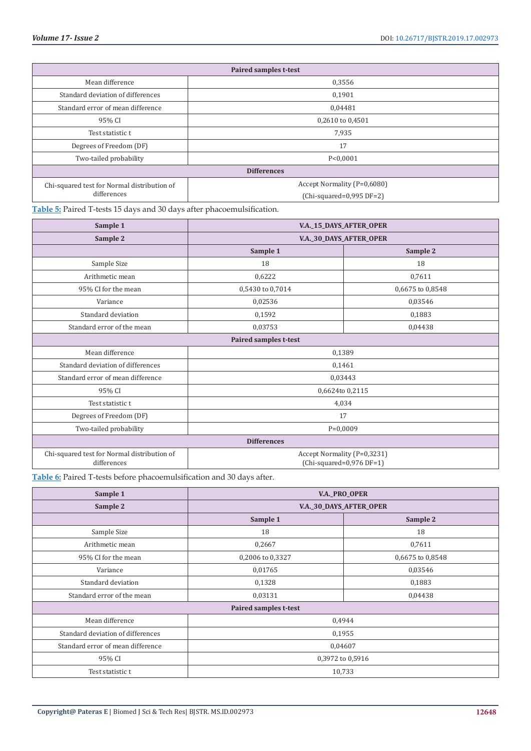| Paired samples t-test | |
|---|---|
| Mean difference | 0,3556 |
| Standard deviation of differences | 0,1901 |
| Standard error of mean difference | 0,04481 |
| 95% CI | 0,2610 to 0,4501 |
| Test statistic t | 7,935 |
| Degrees of Freedom (DF) | 17 |
| Two-tailed probability | P<0,0001 |
| **Differences** | |
| Chi-squared test for Normal distribution of differences | Accept Normality (P=0,6080) (Chi-squared=0,995 DF=2) |

Table 5: Paired T-tests 15 days and 30 days after phacoemulsification.

| Sample 1 | V.A._15_DAYS_AFTER_OPER | |
|---|---|---|
| **Sample 2** | **V.A._30_DAYS_AFTER_OPER** | |
| | **Sample 1** | **Sample 2** |
| Sample Size | 18 | 18 |
| Arithmetic mean | 0,6222 | 0,7611 |
| 95% CI for the mean | 0,5430 to 0,7014 | 0,6675 to 0,8548 |
| Variance | 0,02536 | 0,03546 |
| Standard deviation | 0,1592 | 0,1883 |
| Standard error of the mean | 0,03753 | 0,04438 |
| **Paired samples t-test** | | |
| Mean difference | 0,1389 | |
| Standard deviation of differences | 0,1461 | |
| Standard error of mean difference | 0,03443 | |
| 95% CI | 0,6624to 0,2115 | |
| Test statistic t | 4,034 | |
| Degrees of Freedom (DF) | 17 | |
| Two-tailed probability | P=0,0009 | |
| **Differences** | | |
| Chi-squared test for Normal distribution of differences | Accept Normality (P=0,3231) (Chi-squared=0,976 DF=1) | |

Table 6: Paired T-tests before phacoemulsification and 30 days after.

| Sample 1 | V.A._PRO_OPER | |
|---|---|---|
| **Sample 2** | **V.A._30_DAYS_AFTER_OPER** | |
| | **Sample 1** | **Sample 2** |
| Sample Size | 18 | 18 |
| Arithmetic mean | 0,2667 | 0,7611 |
| 95% CI for the mean | 0,2006 to 0,3327 | 0,6675 to 0,8548 |
| Variance | 0,01765 | 0,03546 |
| Standard deviation | 0,1328 | 0,1883 |
| Standard error of the mean | 0,03131 | 0,04438 |
| **Paired samples t-test** | | |
| Mean difference | 0,4944 | |
| Standard deviation of differences | 0,1955 | |
| Standard error of mean difference | 0,04607 | |
| 95% CI | 0,3972 to 0,5916 | |
| Test statistic t | 10,733 | |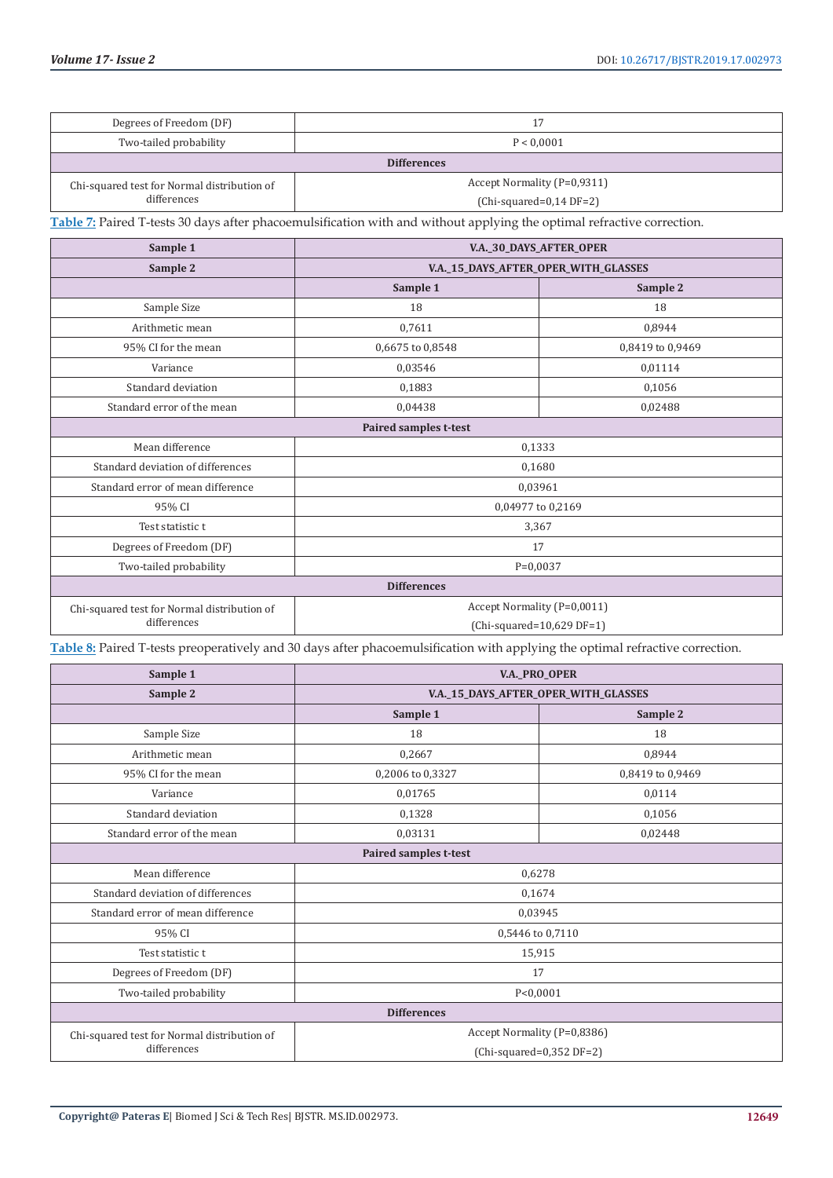| | |
|---|---|
| Degrees of Freedom (DF) | 17 |
| Two-tailed probability | P < 0,0001 |
| **Differences** | |
| Chi-squared test for Normal distribution of differences | Accept Normality (P=0,9311) (Chi-squared=0,14 DF=2) |

Table 7: Paired T-tests 30 days after phacoemulsification with and without applying the optimal refractive correction.

| **Sample 1** | **V.A._30_DAYS_AFTER_OPER** | |
|---|---|---|
| **Sample 2** | **V.A._15_DAYS_AFTER_OPER_WITH_GLASSES** | |
| | **Sample 1** | **Sample 2** |
| Sample Size | 18 | 18 |
| Arithmetic mean | 0,7611 | 0,8944 |
| 95% CI for the mean | 0,6675 to 0,8548 | 0,8419 to 0,9469 |
| Variance | 0,03546 | 0,01114 |
| Standard deviation | 0,1883 | 0,1056 |
| Standard error of the mean | 0,04438 | 0,02488 |
| **Paired samples t-test** | | |
| Mean difference | 0,1333 | |
| Standard deviation of differences | 0,1680 | |
| Standard error of mean difference | 0,03961 | |
| 95% CI | 0,04977 to 0,2169 | |
| Test statistic t | 3,367 | |
| Degrees of Freedom (DF) | 17 | |
| Two-tailed probability | P=0,0037 | |
| **Differences** | | |
| Chi-squared test for Normal distribution of differences | Accept Normality (P=0,0011) (Chi-squared=10,629 DF=1) | |

Table 8: Paired T-tests preoperatively and 30 days after phacoemulsification with applying the optimal refractive correction.

| **Sample 1** | **V.A._PRO_OPER** | |
|---|---|---|
| **Sample 2** | **V.A._15_DAYS_AFTER_OPER_WITH_GLASSES** | |
| | **Sample 1** | **Sample 2** |
| Sample Size | 18 | 18 |
| Arithmetic mean | 0,2667 | 0,8944 |
| 95% CI for the mean | 0,2006 to 0,3327 | 0,8419 to 0,9469 |
| Variance | 0,01765 | 0,0114 |
| Standard deviation | 0,1328 | 0,1056 |
| Standard error of the mean | 0,03131 | 0,02448 |
| **Paired samples t-test** | | |
| Mean difference | 0,6278 | |
| Standard deviation of differences | 0,1674 | |
| Standard error of mean difference | 0,03945 | |
| 95% CI | 0,5446 to 0,7110 | |
| Test statistic t | 15,915 | |
| Degrees of Freedom (DF) | 17 | |
| Two-tailed probability | P<0,0001 | |
| **Differences** | | |
| Chi-squared test for Normal distribution of differences | Accept Normality (P=0,8386) (Chi-squared=0,352 DF=2) | |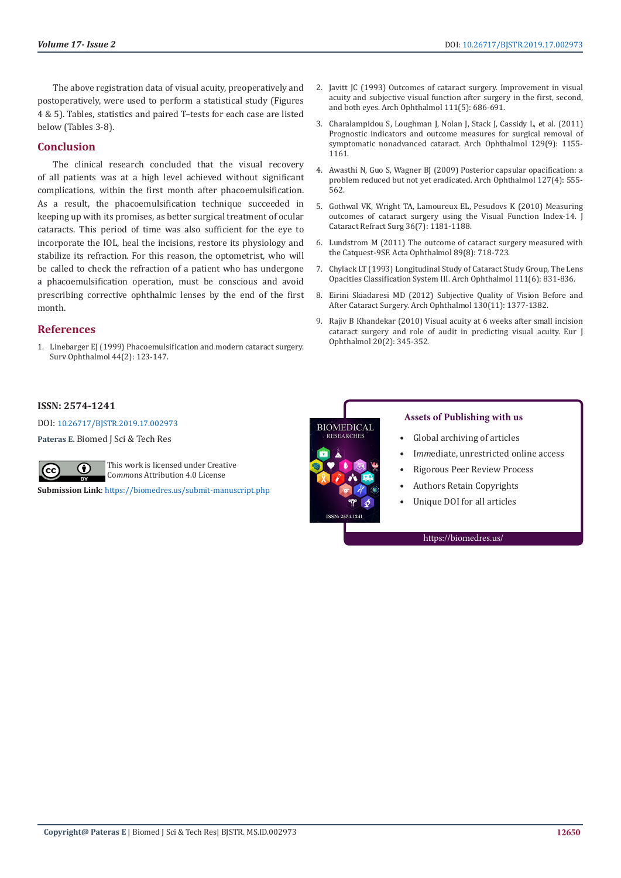The above registration data of visual acuity, preoperatively and postoperatively, were used to perform a statistical study (Figures 4 & 5). Tables, statistics and paired T–tests for each case are listed below (Tables 3-8).

## Conclusion

The clinical research concluded that the visual recovery of all patients was at a high level achieved without significant complications, within the first month after phacoemulsification. As a result, the phacoemulsification technique succeeded in keeping up with its promises, as better surgical treatment of ocular cataracts. This period of time was also sufficient for the eye to incorporate the IOL, heal the incisions, restore its physiology and stabilize its refraction. For this reason, the optometrist, who will be called to check the refraction of a patient who has undergone a phacoemulsification operation, must be conscious and avoid prescribing corrective ophthalmic lenses by the end of the first month.

## References

1. Linebarger EJ (1999) Phacoemulsification and modern cataract surgery. Surv Ophthalmol 44(2): 123-147.
2. Javitt JC (1993) Outcomes of cataract surgery. Improvement in visual acuity and subjective visual function after surgery in the first, second, and both eyes. Arch Ophthalmol 111(5): 686-691.
3. Charalampidou S, Loughman J, Nolan J, Stack J, Cassidy L, et al. (2011) Prognostic indicators and outcome measures for surgical removal of symptomatic nonadvanced cataract. Arch Ophthalmol 129(9): 1155-1161.
4. Awasthi N, Guo S, Wagner BJ (2009) Posterior capsular opacification: a problem reduced but not yet eradicated. Arch Ophthalmol 127(4): 555-562.
5. Gothwal VK, Wright TA, Lamoureux EL, Pesudovs K (2010) Measuring outcomes of cataract surgery using the Visual Function Index-14. J Cataract Refract Surg 36(7): 1181-1188.
6. Lundstrom M (2011) The outcome of cataract surgery measured with the Catquest-9SF. Acta Ophthalmol 89(8): 718-723.
7. Chylack LT (1993) Longitudinal Study of Cataract Study Group, The Lens Opacities Classification System III. Arch Ophthalmol 111(6): 831-836.
8. Eirini Skiadaresi MD (2012) Subjective Quality of Vision Before and After Cataract Surgery. Arch Ophthalmol 130(11): 1377-1382.
9. Rajiv B Khandekar (2010) Visual acuity at 6 weeks after small incision cataract surgery and role of audit in predicting visual acuity. Eur J Ophthalmol 20(2): 345-352.

**ISSN: 2574-1241**

DOI: 10.26717/BJSTR.2019.17.002973

**Pateras E.** Biomed J Sci & Tech Res

This work is licensed under Creative Commons Attribution 4.0 License

**Submission Link**: https://biomedres.us/submit-manuscript.php

**Assets of Publishing with us**

- Global archiving of articles
- Immediate, unrestricted online access
- Rigorous Peer Review Process
- Authors Retain Copyrights
- Unique DOI for all articles

https://biomedres.us/